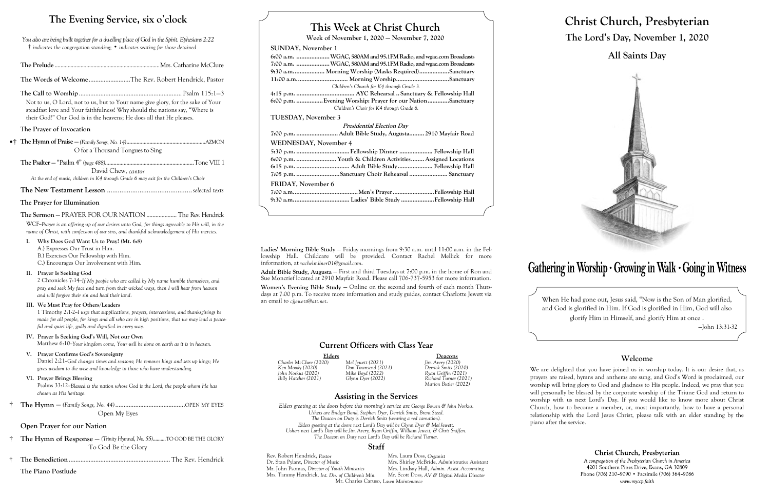# The Evening Service, six o'clock

*You also are being built together for a dwelling place of God in the Spirit. Ephesians 2:22*
*† indicates the congregation standing; • indicates seating for those detained*

**The Prelude** .......... Mrs. Catharine McClure

**The Words of Welcome** .......... The Rev. Robert Hendrick, Pastor

**The Call to Worship** .......... Psalm 115:1–3

Not to us, O Lord, not to us, but to Your name give glory, for the sake of Your steadfast love and Your faithfulness! Why should the nations say, "Where is their God?" Our God is in the heavens; He does all that He pleases.

**The Prayer of Invocation**

•† **The Hymn of Praise** — *(Family Songs, No. 14)* .......... AZMON
O for a Thousand Tongues to Sing

**The Psalter** — "Psalm 4" *(page 488)* .......... Tone VIII 1
David Chew, *cantor*

*At the end of music, children in K4 through Grade 6 may exit for the Children's Choir*

**The New Testament Lesson** .......... *selected texts*

**The Prayer for Illumination**

**The Sermon** — PRAYER FOR OUR NATION .......... The Rev. Hendrick

WCF–*Prayer is an offering up of our desires unto God, for things agreeable to His will, in the name of Christ, with confession of our sins, and thankful acknowledgement of His mercies.*

**I. Why Does God Want Us to Pray? (Mt. 6:8)**
A.) Expresses Our Trust in Him.
B.) Exercises Our Fellowship with Him.
C.) Encourages Our Involvement with Him.

**II. Prayer Is Seeking God**
2 Chronicles 7:14–*If My people who are called by My name humble themselves, and pray and seek My face and turn from their wicked ways, then I will hear from heaven and will forgive their sin and heal their land.*

**III. We Must Pray for Others/Leaders**
1 Timothy 2:1-2–*I urge that supplications, prayers, intercessions, and thanksgivings be made for all people, for kings and all who are in high positions, that we may lead a peaceful and quiet life, godly and dignified in every way.*

**IV. Prayer Is Seeking God's Will, Not our Own**
Matthew 6:10–*Your kingdom come, Your will be done on earth as it is in heaven.*

**V. Prayer Confirms God's Sovereignty**
Daniel 2:21–*God changes times and seasons; He removes kings and sets up kings; He gives wisdom to the wise and knowledge to those who have understanding.*

**VI. Prayer Brings Blessing**
Psalms 33:12–*Blessed is the nation whose God is the Lord, the people whom He has chosen as His heritage.*

† **The Hymn** — *(Family Songs, No. 44)* .......... OPEN MY EYES
Open My Eyes

**Open Prayer for our Nation**

† **The Hymn of Response** — *(Trinity Hymnal, No. 55)* .......... TO GOD BE THE GLORY
To God Be the Glory

† **The Benediction** .......... The Rev. Hendrick

**The Piano Postlude**

# This Week at Christ Church

**Week of November 1, 2020 — November 7, 2020**

**SUNDAY, November 1**
6:00 a.m. .......... WGAC, 580AM and 95.1FM Radio, and wgac.com Broadcasts
7:00 a.m. .......... WGAC, 580AM and 95.1FM Radio, and wgac.com Broadcasts
9:30 a.m. .......... Morning Worship (Masks Required) .......... Sanctuary
11:00 a.m. .......... Morning Worship .......... Sanctuary
*Children's Church for K4 through Grade 3.*
4:15 p.m. .......... AYC Rehearsal .. Sanctuary & Fellowship Hall
6:00 p.m. .......... Evening Worship: Prayer for our Nation .......... Sanctuary
*Children's Choir for K4 through Grade 6.*

**TUESDAY, November 3**
***Presidential Election Day***
7:00 p.m. .......... Adult Bible Study, Augusta .......... 2910 Mayfair Road

**WEDNESDAY, November 4**
5:30 p.m. .......... Fellowship Dinner .......... Fellowship Hall
6:00 p.m. .......... Youth & Children Activities .......... Assigned Locations
6:15 p.m. .......... Adult Bible Study .......... Fellowship Hall
7:05 p.m. .......... Sanctuary Choir Rehearsal .......... Sanctuary

**FRIDAY, November 6**
7:00 a.m. .......... Men's Prayer .......... Fellowship Hall
9:30 a.m. .......... Ladies' Bible Study .......... Fellowship Hall

**Ladies' Morning Bible Study** — Friday mornings from 9:30 a.m. until 11:00 a.m. in the Fellowship Hall. Childcare will be provided. Contact Rachel Mellick for more information, at *rachelmilner01@gmail.com*.

**Adult Bible Study, Augusta** — First and third Tuesdays at 7:00 p.m. in the home of Ron and Sue Moncrief located at 2910 Mayfair Road. Please call 706-737-5953 for more information.

**Women's Evening Bible Study** — Online on the second and fourth of each month Thursdays at 7:00 p.m. To receive more information and study guides, contact Charlotte Jewett via an email to *cjjewett@att.net*.

## Current Officers with Class Year

| Elders | | Deacons |
|---|---|---|
| *Charles McClure (2020)* | *Mel Jewett (2021)* | *Jim Avery (2020)* |
| *Ken Moody (2020)* | *Don Townsend (2021)* | *Derrick Smits (2020)* |
| *John Norkus (2020)* | *Mike Boyd (2022)* | *Ryan Griffin (2021)* |
| *Billy Hatcher (2021)* | *Glynn Dyer (2022)* | *Richard Turner (2021)* |
| | | *Marion Butler (2022)* |

## Assisting in the Services

*Elders greeting at the doors before this morning's service are George Bowen & John Norkus.*
*Ushers are Bridger Bond, Stephen Dyer, Derrick Smits, Brent Steed.*
*The Deacon on Duty is Derrick Smits (wearing a red carnation).*
*Elders greeting at the doors next Lord's Day will be Glynn Dyer & Mel Jewett.*
*Ushers next Lord's Day will be Jim Avery, Ryan Griffin, William Jewett, & Chris Sniffen.*
*The Deacon on Duty next Lord's Day will be Richard Turner.*

## Staff

Rev. Robert Hendrick, *Pastor*
Dr. Stan Pylant, *Director of Music*
Mr. John Psomas, *Director of Youth Ministries*
Mrs. Tammy Hendrick, *Int. Dir. of Children's Min.*
Mrs. Laura Doss, *Organist*
Mrs. Shirley McBride, *Administrative Assistant*
Mrs. Lindsay Hall, *Admin. Assist.-Accounting*
Mr. Scott Doss, *AV & Digital Media Director*
Mr. Charles Caruso, *Lawn Maintenance*

# Christ Church, Presbyterian

## The Lord's Day, November 1, 2020

## All Saints Day

**Gathering in Worship · Growing in Walk · Going in Witness**

When He had gone out, Jesus said, "Now is the Son of Man glorified, and God is glorified in Him. If God is glorified in Him, God will also glorify Him in Himself, and glorify Him at once .

—John 13:31-32

## Welcome

We are delighted that you have joined us in worship today. It is our desire that, as prayers are raised, hymns and anthems are sung, and God's Word is proclaimed, our worship will bring glory to God and gladness to His people. Indeed, we pray that you will personally be blessed by the corporate worship of the Triune God and return to worship with us next Lord's Day. If you would like to know more about Christ Church, how to become a member, or, most importantly, how to have a personal relationship with the Lord Jesus Christ, please talk with an elder standing by the piano after the service.

**Christ Church, Presbyterian**
*A congregation of the Presbyterian Church in America*
4201 Southern Pines Drive, Evans, GA 30809
Phone (706) 210–9090 • Facsimile (706) 364–9086
*www.myccp.faith*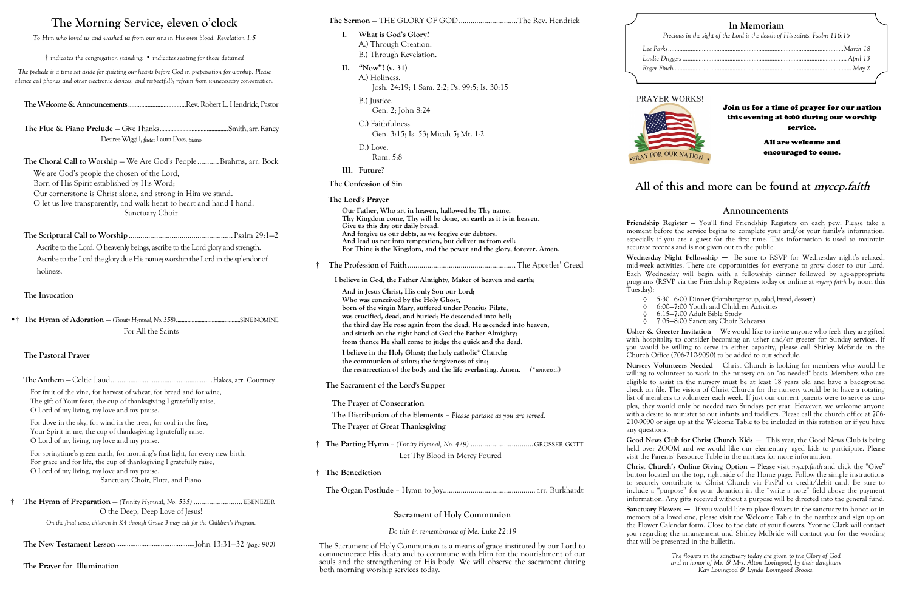# The Morning Service, eleven o'clock

*To Him who loved us and washed us from our sins in His own blood. Revelation 1:5*

† *indicates the congregation standing;* • *indicates seating for those detained*

*The prelude is a time set aside for quieting our hearts before God in preparation for worship. Please silence cell phones and other electronic devices, and respectfully refrain from unnecessary conversation.*

**The Welcome & Announcements** .......................................Rev. Robert L. Hendrick, Pastor

**The Flute & Piano Prelude** – Give Thanks ..............................................Smith, arr. Raney
Desiree Wiggill, *flute*; Laura Doss, *piano*

**The Choral Call to Worship** – We Are God's People ...........Brahms, arr. Bock

We are God's people the chosen of the Lord,
Born of His Spirit established by His Word;
Our cornerstone is Christ alone, and strong in Him we stand.
O let us live transparently, and walk heart to heart and hand I hand.
Sanctuary Choir

**The Scriptural Call to Worship** ...................................................... Psalm 29:1–2

Ascribe to the Lord, O heavenly beings, ascribe to the Lord glory and strength.
Ascribe to the Lord the glory due His name; worship the Lord in the splendor of holiness.

**The Invocation**

•† **The Hymn of Adoration** – *(Trinity Hymnal, No. 358)*..............................................SINE NOMINE
For All the Saints

**The Pastoral Prayer**

**The Anthem** – Celtic Laud.........................................................Hakes, arr. Courtney

For fruit of the vine, for harvest of wheat, for bread and for wine,
The gift of Your feast, the cup of thanksgiving I gratefully raise,
O Lord of my living, my love and my praise.

For dove in the sky, for wind in the trees, for coal in the fire,
Your Spirit in me, the cup of thanksgiving I gratefully raise,
O Lord of my living, my love and my praise.

For springtime's green earth, for morning's first light, for every new birth,
For grace and for life, the cup of thanksgiving I gratefully raise,
O Lord of my living, my love and my praise.
Sanctuary Choir, Flute, and Piano

† **The Hymn of Preparation** – *(Trinity Hymnal, No. 535)* .........................EBENEZER
O the Deep, Deep Love of Jesus!

*On the final verse, children in K4 through Grade 3 may exit for the Children's Program.*

**The New Testament Lesson**...........................................John 13:31–32 *(page 900)*

**The Prayer for Illumination**

**The Sermon** – THE GLORY OF GOD..............................The Rev. Hendrick

**I. What is God's Glory?**
A.) Through Creation.
B.) Through Revelation.

**II. "Now"? (v. 31)**
A.) Holiness.
Josh. 24:19; 1 Sam. 2:2; Ps. 99:5; Is. 30:15
B.) Justice.
Gen. 2; John 8:24
C.) Faithfulness.
Gen. 3:15; Is. 53; Micah 5; Mt. 1-2
D.) Love.
Rom. 5:8

**III. Future?**

**The Confession of Sin**

**The Lord's Prayer**

**Our Father, Who art in heaven, hallowed be Thy name.**
**Thy Kingdom come, Thy will be done, on earth as it is in heaven.**
**Give us this day our daily bread.**
**And forgive us our debts, as we forgive our debtors.**
**And lead us not into temptation, but deliver us from evil:**
**For Thine is the Kingdom, and the power and the glory, forever. Amen.**

† **The Profession of Faith**...................................................... The Apostles' Creed

**I believe in God, the Father Almighty, Maker of heaven and earth;**

**And in Jesus Christ, His only Son our Lord;**
**Who was conceived by the Holy Ghost,**
**born of the virgin Mary, suffered under Pontius Pilate,**
**was crucified, dead, and buried; He descended into hell;**
**the third day He rose again from the dead; He ascended into heaven,**
**and sitteth on the right hand of God the Father Almighty;**
**from thence He shall come to judge the quick and the dead.**

**I believe in the Holy Ghost; the holy catholic\* Church;**
**the communion of saints; the forgiveness of sins;**
**the resurrection of the body and the life everlasting. Amen.** *(\*universal)*

**The Sacrament of the Lord's Supper**

**The Prayer of Consecration**
**The Distribution of the Elements** – *Please partake as you are served.*
**The Prayer of Great Thanksgiving**

† **The Parting Hymn** – *(Trinity Hymnal, No. 429)* ................................GROSSER GOTT
Let Thy Blood in Mercy Poured

† **The Benediction**

**The Organ Postlude** – Hymn to Joy............................................... arr. Burkhardt

## Sacrament of Holy Communion

*Do this in remembrance of Me. Luke 22:19*

The Sacrament of Holy Communion is a means of grace instituted by our Lord to commemorate His death and to commune with Him for the nourishment of our souls and the strengthening of His body. We will observe the sacrament during both morning worship services today.

## In Memoriam

*Precious in the sight of the Lord is the death of His saints. Psalm 116:15*

*Lee Parks*.....................................................*March 18*
*Loulie Driggers* ..............................................*April 13*
*Roger Finch* ....................................................*May 2*

PRAYER WORKS!

PRAY FOR OUR NATION

**Join us for a time of prayer for our nation this evening at 6:00 during our worship service.**

**All are welcome and encouraged to come.**

## All of this and more can be found at *myccp.faith*

## Announcements

**Friendship Register** – You'll find Friendship Registers on each pew. Please take a moment before the service begins to complete your and/or your family's information, especially if you are a guest for the first time. This information is used to maintain accurate records and is not given out to the public.

**Wednesday Night Fellowship** — Be sure to RSVP for Wednesday night's relaxed, mid-week activities. There are opportunities for everyone to grow closer to our Lord. Each Wednesday will begin with a fellowship dinner followed by age-appropriate programs (RSVP via the Friendship Registers today or online at *myccp.faith* by noon this Tuesday):

- 5:30–6:00 Dinner (Hamburger soup, salad, bread, dessert )
- 6:00–7:00 Youth and Children Activities
- 6:15–7:00 Adult Bible Study
- 7:05–8:00 Sanctuary Choir Rehearsal

**Usher & Greeter Invitation** – We would like to invite anyone who feels they are gifted with hospitality to consider becoming an usher and/or greeter for Sunday services. If you would be willing to serve in either capacity, please call Shirley McBride in the Church Office (706-210-9090) to be added to our schedule.

**Nursery Volunteers Needed** – Christ Church is looking for members who would be willing to volunteer to work in the nursery on an "as needed" basis. Members who are eligible to assist in the nursery must be at least 18 years old and have a background check on file. The vision of Christ Church for the nursery would be to have a rotating list of members to volunteer each week. If just our current parents were to serve as couples, they would only be needed two Sundays per year. However, we welcome anyone with a desire to minister to our infants and toddlers. Please call the church office at 706-210-9090 or sign up at the Welcome Table to be included in this rotation or if you have any questions.

**Good News Club for Christ Church Kids** — This year, the Good News Club is being held over ZOOM and we would like our elementary—aged kids to participate. Please visit the Parents' Resource Table in the narthex for more information.

**Christ Church's Online Giving Option** – Please visit *myccp.faith* and click the "Give" button located on the top, right side of the Home page. Follow the simple instructions to securely contribute to Christ Church via PayPal or credit/debit card. Be sure to include a "purpose" for your donation in the "write a note" field above the payment information. Any gifts received without a purpose will be directed into the general fund.

**Sanctuary Flowers** — If you would like to place flowers in the sanctuary in honor or in memory of a loved one, please visit the Welcome Table in the narthex and sign up on the Flower Calendar form. Close to the date of your flowers, Yvonne Clark will contact you regarding the arrangement and Shirley McBride will contact you for the wording that will be presented in the bulletin.

*The flowers in the sanctuary today are given to the Glory of God and in honor of Mr. & Mrs. Alton Lovingood, by their daughters Kay Lovingood & Lynda Lovingood Brooks.*